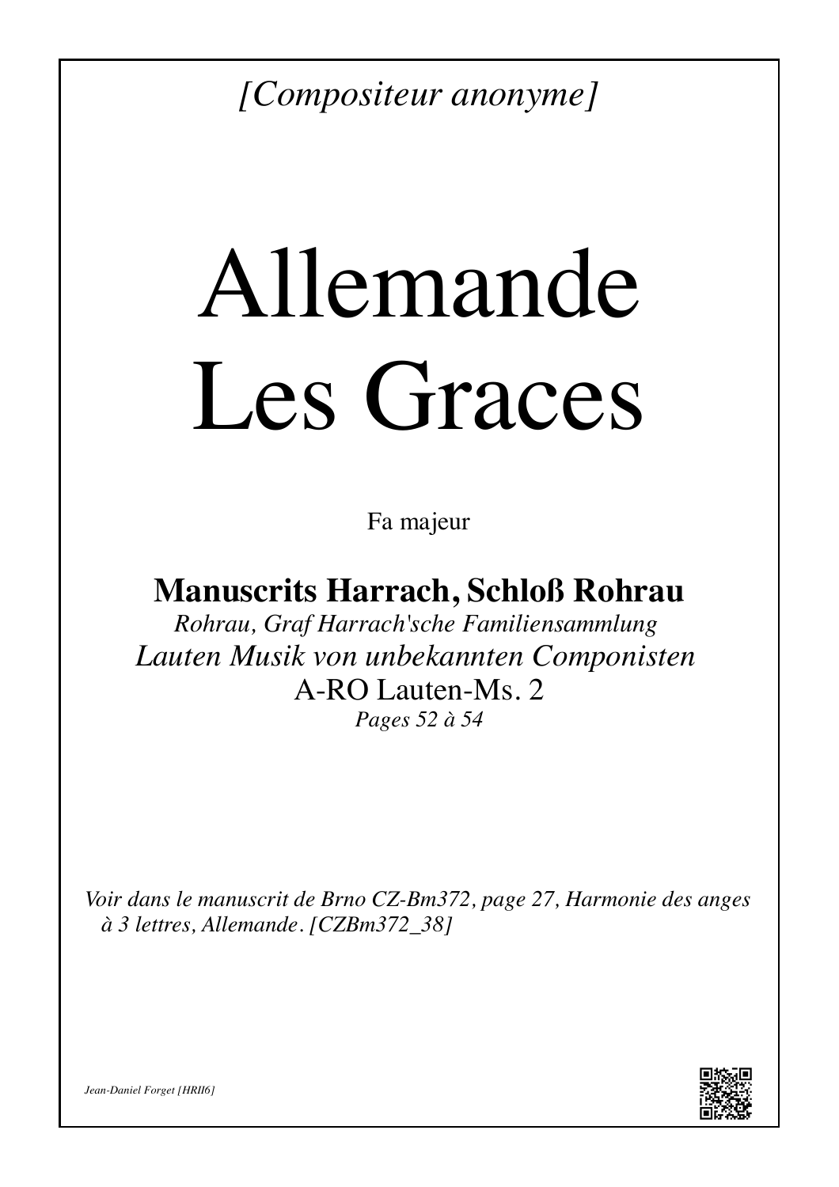*[Compositeur anonyme]*

# Allemande
# Les Graces

Fa majeur

## Manuscrits Harrach, Schloß Rohrau

*Rohrau, Graf Harrach'sche Familiensammlung*

*Lauten Musik von unbekannten Componisten*

A-RO Lauten-Ms. 2

*Pages 52 à 54*

*Voir dans le manuscrit de Brno CZ-Bm372, page 27, Harmonie des anges à 3 lettres, Allemande. [CZBm372_38]*

*Jean-Daniel Forget [HRII6]*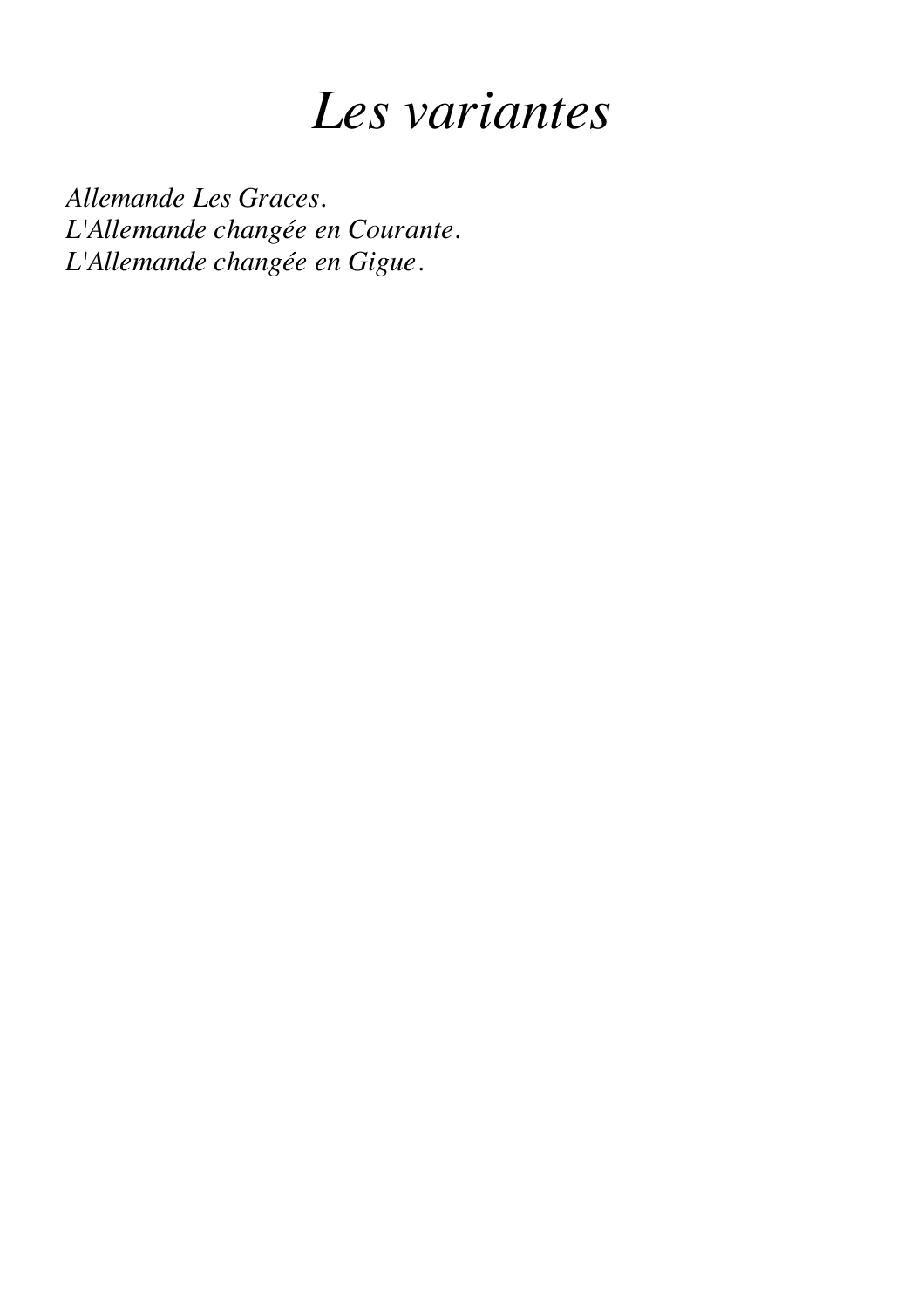# *Les variantes*

*Allemande Les Graces.*
*L'Allemande changée en Courante.*
*L'Allemande changée en Gigue.*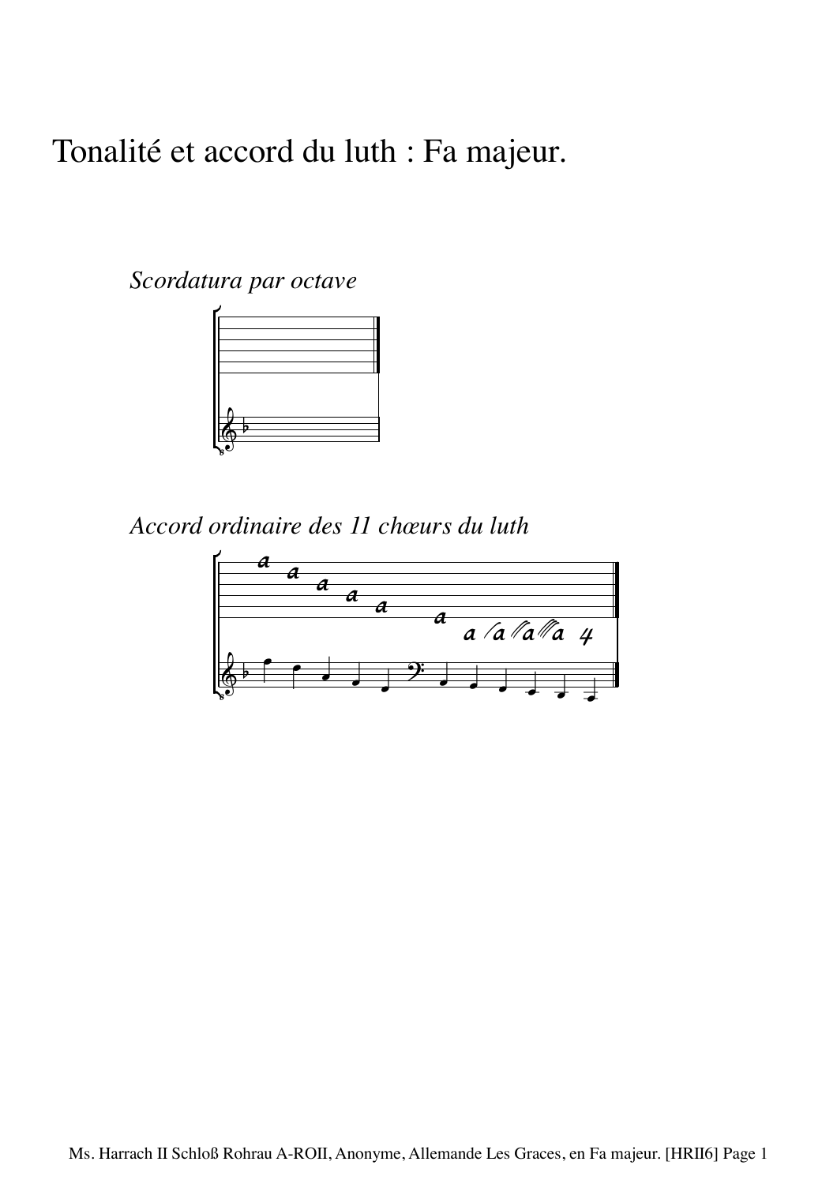# Tonalité et accord du luth : Fa majeur.

*Scordatura par octave*

*Accord ordinaire des 11 chœurs du luth*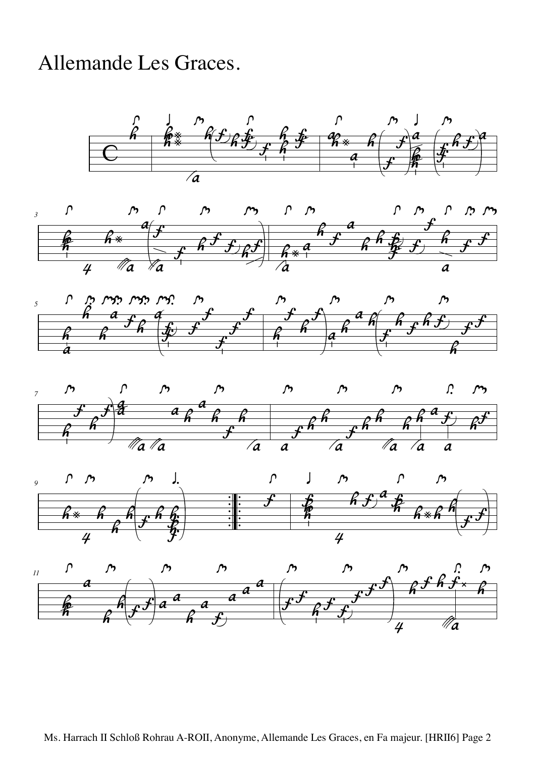# Allemande Les Graces.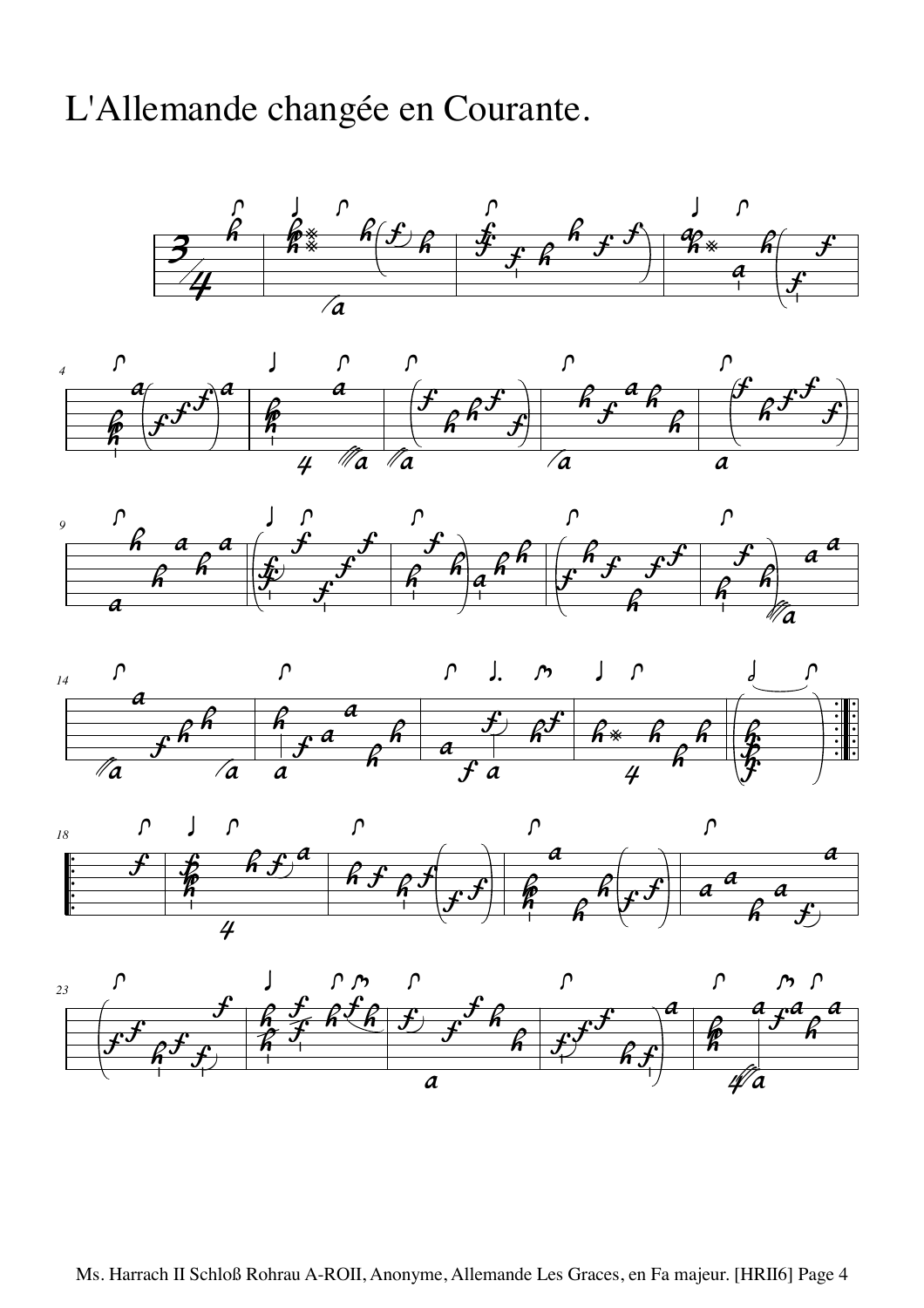# L'Allemande changée en Courante.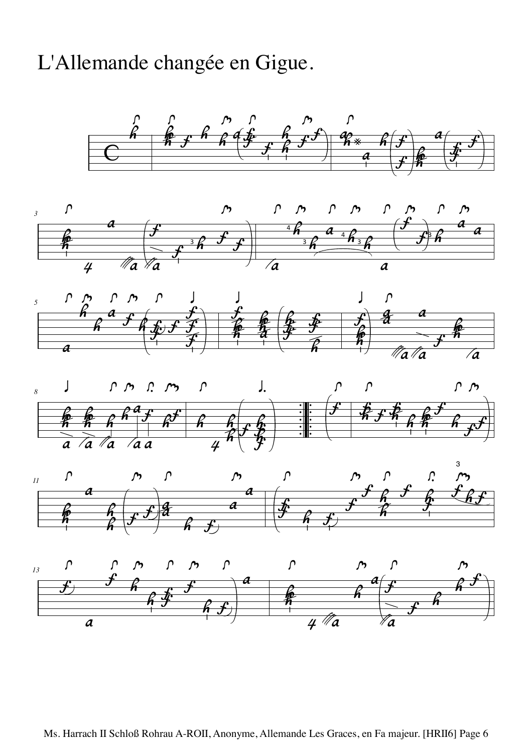# L'Allemande changée en Gigue.